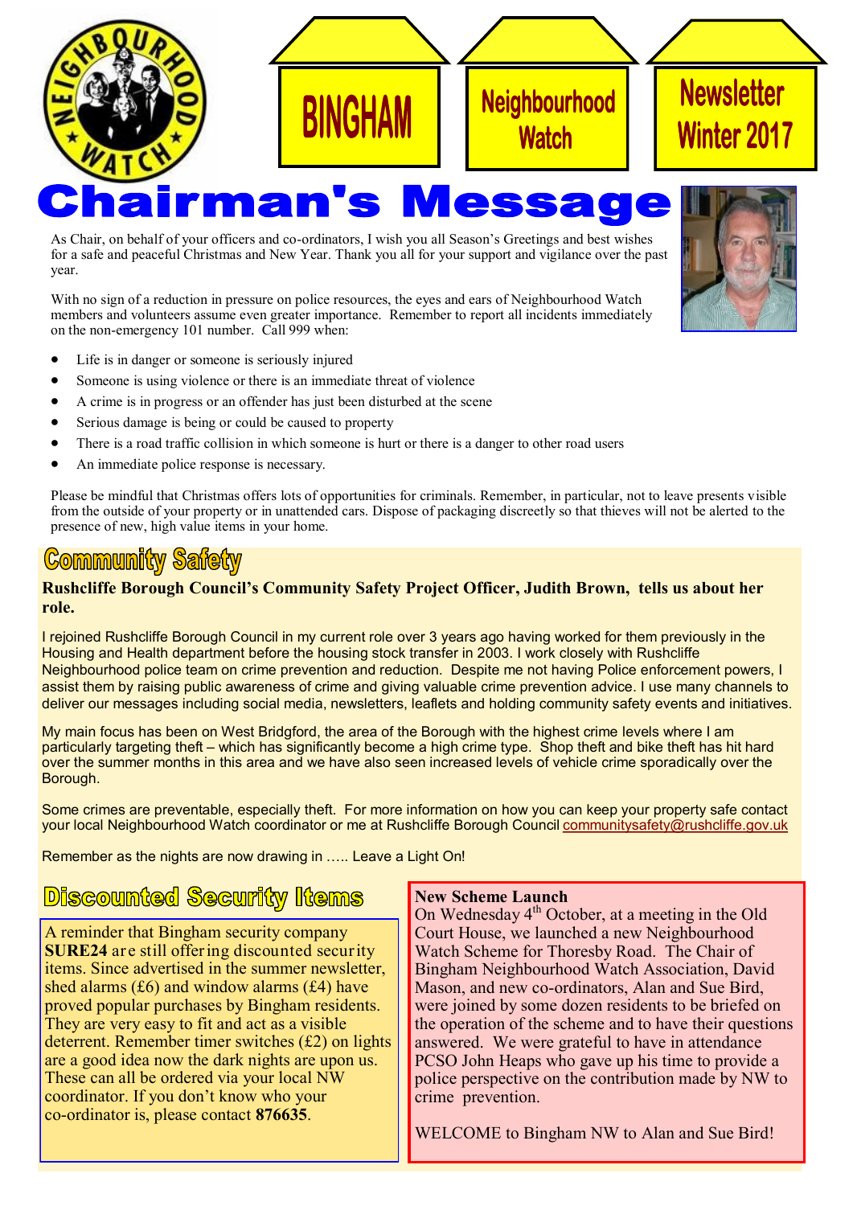# BINGHAM Neighbourhood Watch Newsletter Winter 2017

# Chairman's Message

As Chair, on behalf of your officers and co-ordinators, I wish you all Season's Greetings and best wishes for a safe and peaceful Christmas and New Year. Thank you all for your support and vigilance over the past year.

With no sign of a reduction in pressure on police resources, the eyes and ears of Neighbourhood Watch members and volunteers assume even greater importance. Remember to report all incidents immediately on the non-emergency 101 number. Call 999 when:

- Life is in danger or someone is seriously injured
- Someone is using violence or there is an immediate threat of violence
- A crime is in progress or an offender has just been disturbed at the scene
- Serious damage is being or could be caused to property
- There is a road traffic collision in which someone is hurt or there is a danger to other road users
- An immediate police response is necessary.

Please be mindful that Christmas offers lots of opportunities for criminals. Remember, in particular, not to leave presents visible from the outside of your property or in unattended cars. Dispose of packaging discreetly so that thieves will not be alerted to the presence of new, high value items in your home.

## Community Safety

**Rushcliffe Borough Council's Community Safety Project Officer, Judith Brown, tells us about her role.**

I rejoined Rushcliffe Borough Council in my current role over 3 years ago having worked for them previously in the Housing and Health department before the housing stock transfer in 2003. I work closely with Rushcliffe Neighbourhood police team on crime prevention and reduction. Despite me not having Police enforcement powers, I assist them by raising public awareness of crime and giving valuable crime prevention advice. I use many channels to deliver our messages including social media, newsletters, leaflets and holding community safety events and initiatives.

My main focus has been on West Bridgford, the area of the Borough with the highest crime levels where I am particularly targeting theft – which has significantly become a high crime type. Shop theft and bike theft has hit hard over the summer months in this area and we have also seen increased levels of vehicle crime sporadically over the Borough.

Some crimes are preventable, especially theft. For more information on how you can keep your property safe contact your local Neighbourhood Watch coordinator or me at Rushcliffe Borough Council communitysafety@rushcliffe.gov.uk

Remember as the nights are now drawing in ….. Leave a Light On!

## Discounted Security Items

A reminder that Bingham security company **SURE24** are still offering discounted security items. Since advertised in the summer newsletter, shed alarms (£6) and window alarms (£4) have proved popular purchases by Bingham residents. They are very easy to fit and act as a visible deterrent. Remember timer switches (£2) on lights are a good idea now the dark nights are upon us. These can all be ordered via your local NW coordinator. If you don't know who your co-ordinator is, please contact **876635**.

**New Scheme Launch**

On Wednesday 4th October, at a meeting in the Old Court House, we launched a new Neighbourhood Watch Scheme for Thoresby Road. The Chair of Bingham Neighbourhood Watch Association, David Mason, and new co-ordinators, Alan and Sue Bird, were joined by some dozen residents to be briefed on the operation of the scheme and to have their questions answered. We were grateful to have in attendance PCSO John Heaps who gave up his time to provide a police perspective on the contribution made by NW to crime prevention.

WELCOME to Bingham NW to Alan and Sue Bird!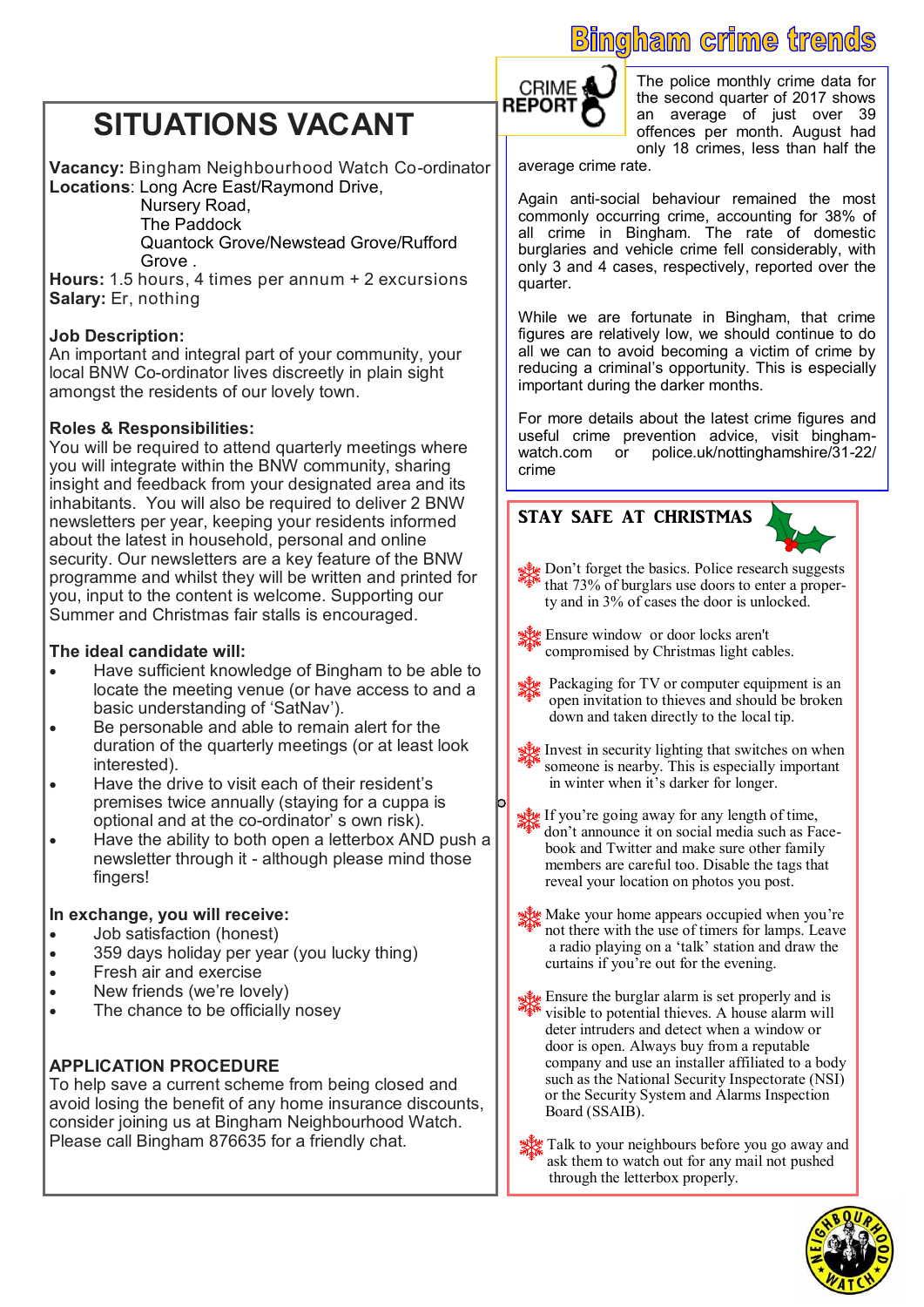# SITUATIONS VACANT

**Vacancy:** Bingham Neighbourhood Watch Co-ordinator
**Locations**: Long Acre East/Raymond Drive,
Nursery Road,
The Paddock
Quantock Grove/Newstead Grove/Rufford Grove .
**Hours:** 1.5 hours, 4 times per annum + 2 excursions
**Salary:** Er, nothing

**Job Description:**
An important and integral part of your community, your local BNW Co-ordinator lives discreetly in plain sight amongst the residents of our lovely town.

**Roles & Responsibilities:**
You will be required to attend quarterly meetings where you will integrate within the BNW community, sharing insight and feedback from your designated area and its inhabitants. You will also be required to deliver 2 BNW newsletters per year, keeping your residents informed about the latest in household, personal and online security. Our newsletters are a key feature of the BNW programme and whilst they will be written and printed for you, input to the content is welcome. Supporting our Summer and Christmas fair stalls is encouraged.

**The ideal candidate will:**

- Have sufficient knowledge of Bingham to be able to locate the meeting venue (or have access to and a basic understanding of 'SatNav').
- Be personable and able to remain alert for the duration of the quarterly meetings (or at least look interested).
- Have the drive to visit each of their resident's premises twice annually (staying for a cuppa is optional and at the co-ordinator' s own risk).
- Have the ability to both open a letterbox AND push a newsletter through it - although please mind those fingers!

**In exchange, you will receive:**

- Job satisfaction (honest)
- 359 days holiday per year (you lucky thing)
- Fresh air and exercise
- New friends (we're lovely)
- The chance to be officially nosey

**APPLICATION PROCEDURE**
To help save a current scheme from being closed and avoid losing the benefit of any home insurance discounts, consider joining us at Bingham Neighbourhood Watch. Please call Bingham 876635 for a friendly chat.

# Bingham crime trends

CRIME REPORT

The police monthly crime data for the second quarter of 2017 shows an average of just over 39 offences per month. August had only 18 crimes, less than half the average crime rate.

Again anti-social behaviour remained the most commonly occurring crime, accounting for 38% of all crime in Bingham. The rate of domestic burglaries and vehicle crime fell considerably, with only 3 and 4 cases, respectively, reported over the quarter.

While we are fortunate in Bingham, that crime figures are relatively low, we should continue to do all we can to avoid becoming a victim of crime by reducing a criminal's opportunity. This is especially important during the darker months.

For more details about the latest crime figures and useful crime prevention advice, visit bingham-watch.com or police.uk/nottinghamshire/31-22/crime

## STAY SAFE AT CHRISTMAS

- Don't forget the basics. Police research suggests that 73% of burglars use doors to enter a property and in 3% of cases the door is unlocked.
- Ensure window or door locks aren't compromised by Christmas light cables.
- Packaging for TV or computer equipment is an open invitation to thieves and should be broken down and taken directly to the local tip.
- Invest in security lighting that switches on when someone is nearby. This is especially important in winter when it's darker for longer.
- If you're going away for any length of time, don't announce it on social media such as Facebook and Twitter and make sure other family members are careful too. Disable the tags that reveal your location on photos you post.
- Make your home appears occupied when you're not there with the use of timers for lamps. Leave a radio playing on a 'talk' station and draw the curtains if you're out for the evening.
- Ensure the burglar alarm is set properly and is visible to potential thieves. A house alarm will deter intruders and detect when a window or door is open. Always buy from a reputable company and use an installer affiliated to a body such as the National Security Inspectorate (NSI) or the Security System and Alarms Inspection Board (SSAIB).
- Talk to your neighbours before you go away and ask them to watch out for any mail not pushed through the letterbox properly.

NEIGHBOURHOOD WATCH